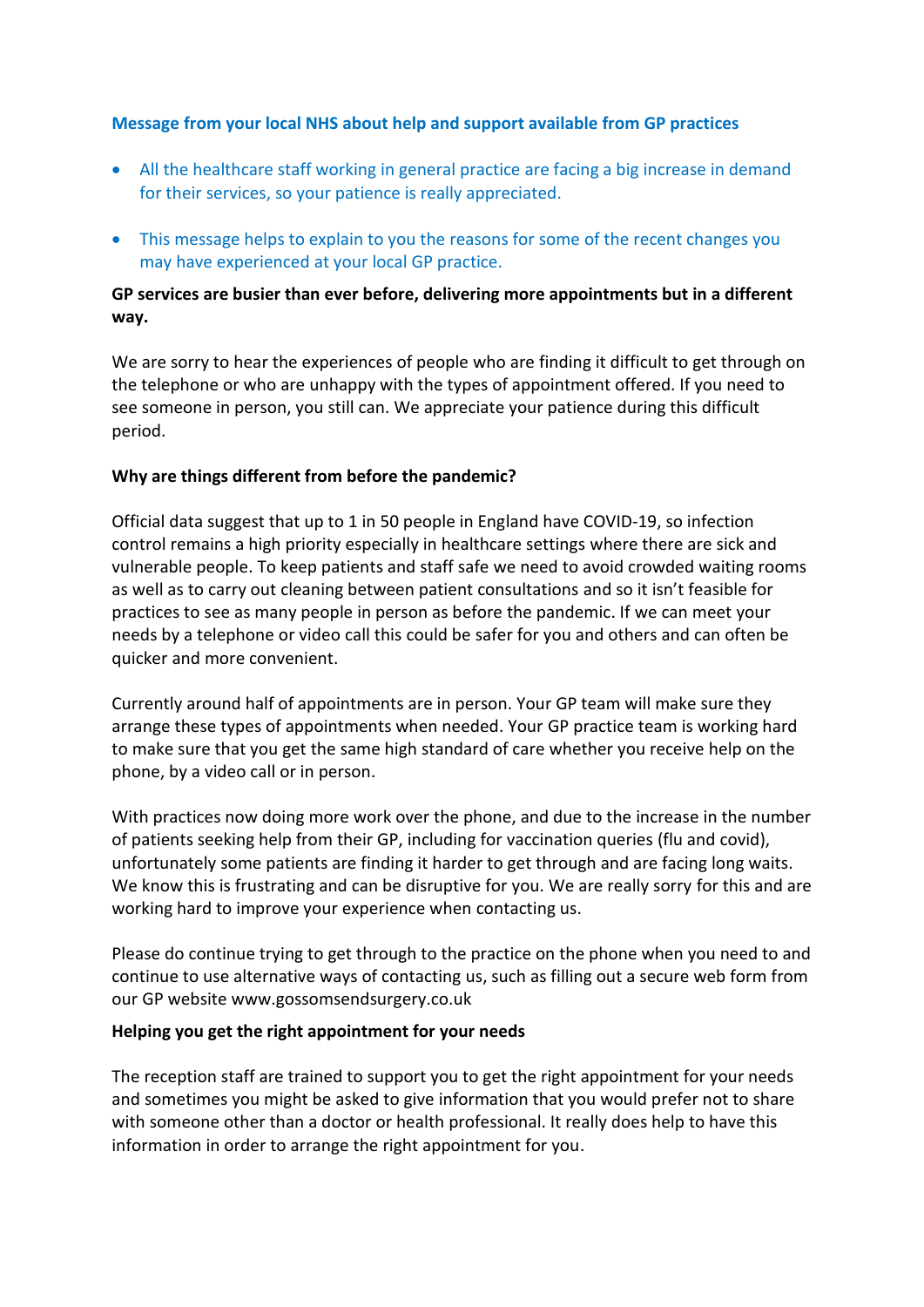**Message from your local NHS about help and support available from GP practices**

- All the healthcare staff working in general practice are facing a big increase in demand for their services, so your patience is really appreciated.
- This message helps to explain to you the reasons for some of the recent changes you may have experienced at your local GP practice.

**GP services are busier than ever before, delivering more appointments but in a different way.**

We are sorry to hear the experiences of people who are finding it difficult to get through on the telephone or who are unhappy with the types of appointment offered. If you need to see someone in person, you still can. We appreciate your patience during this difficult period.

**Why are things different from before the pandemic?**

Official data suggest that up to 1 in 50 people in England have COVID-19, so infection control remains a high priority especially in healthcare settings where there are sick and vulnerable people. To keep patients and staff safe we need to avoid crowded waiting rooms as well as to carry out cleaning between patient consultations and so it isn't feasible for practices to see as many people in person as before the pandemic. If we can meet your needs by a telephone or video call this could be safer for you and others and can often be quicker and more convenient.

Currently around half of appointments are in person. Your GP team will make sure they arrange these types of appointments when needed. Your GP practice team is working hard to make sure that you get the same high standard of care whether you receive help on the phone, by a video call or in person.

With practices now doing more work over the phone, and due to the increase in the number of patients seeking help from their GP, including for vaccination queries (flu and covid), unfortunately some patients are finding it harder to get through and are facing long waits. We know this is frustrating and can be disruptive for you. We are really sorry for this and are working hard to improve your experience when contacting us.

Please do continue trying to get through to the practice on the phone when you need to and continue to use alternative ways of contacting us, such as filling out a secure web form from our GP website www.gossomsendsurgery.co.uk

**Helping you get the right appointment for your needs**

The reception staff are trained to support you to get the right appointment for your needs and sometimes you might be asked to give information that you would prefer not to share with someone other than a doctor or health professional. It really does help to have this information in order to arrange the right appointment for you.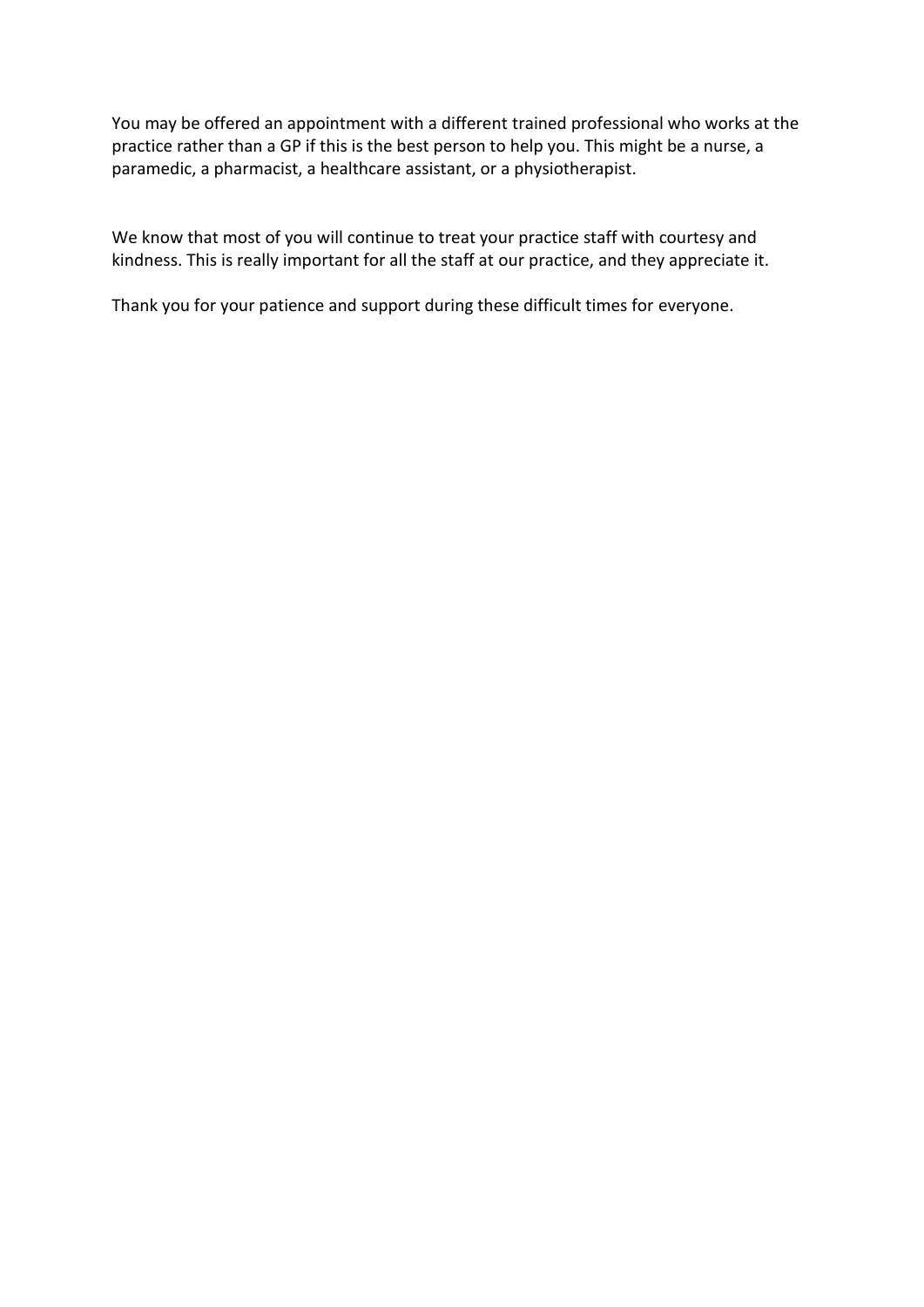You may be offered an appointment with a different trained professional who works at the practice rather than a GP if this is the best person to help you. This might be a nurse, a paramedic, a pharmacist, a healthcare assistant, or a physiotherapist.

We know that most of you will continue to treat your practice staff with courtesy and kindness. This is really important for all the staff at our practice, and they appreciate it.

Thank you for your patience and support during these difficult times for everyone.